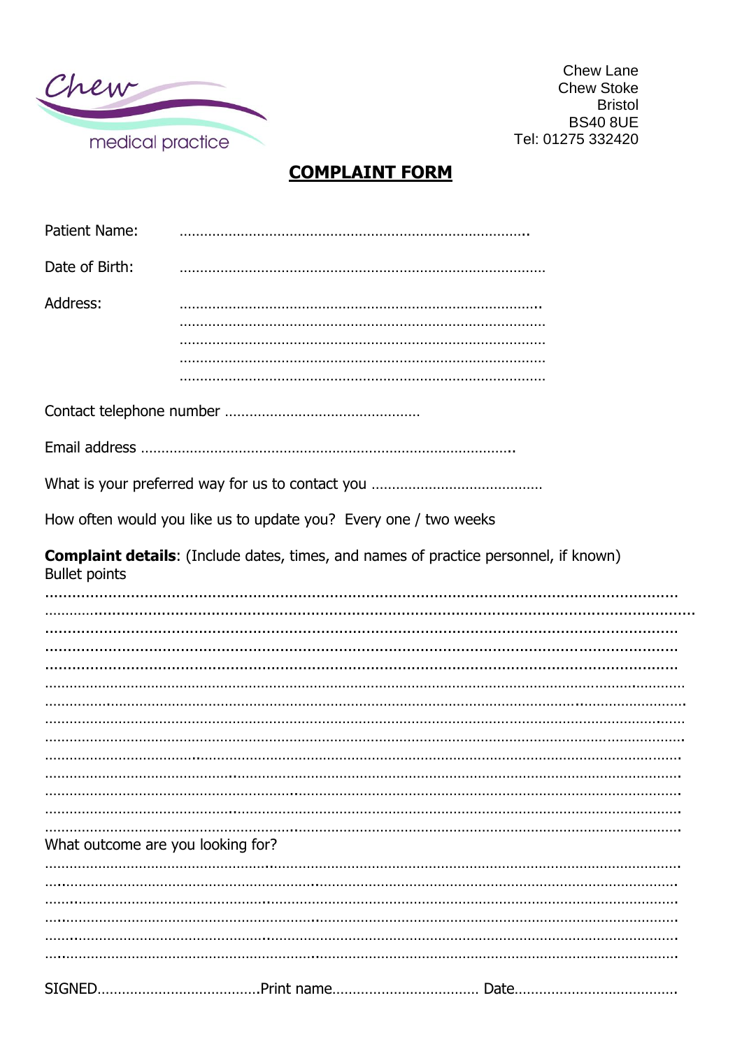Chew medical practice

Chew Lane
Chew Stoke
Bristol
BS40 8UE
Tel: 01275 332420

# COMPLAINT FORM

Patient Name: ……………………………………………………………………………..

Date of Birth: ………………………………………………………………………………

Address: ……………………………………………………………………………….
………………………………………………………………………………
………………………………………………………………………………
………………………………………………………………………………
………………………………………………………………………………

Contact telephone number …………………………………………

Email address ……………………………………………………………………………..

What is your preferred way for us to contact you ……………………………………

How often would you like us to update you? Every one / two weeks

**Complaint details**: (Include dates, times, and names of practice personnel, if known)
Bullet points

……………………………………………………………………………………………………………………
……………………………………………………………………………………………………………………
……………………………………………………………………………………………………………………
……………………………………………………………………………………………………………………
……………………………………………………………………………………………………………………
……………………………………………………………………………………………………………………
……………………………………………………………………………………………………………………
……………………………………………………………………………………………………………………
……………………………………………………………………………………………………………………
……………………………………………………………………………………………………………………
……………………………………………………………………………………………………………………
……………………………………………………………………………………………………………………
……………………………………………………………………………………………………………………
……………………………………………………………………………………………………………………

What outcome are you looking for?

……………………………………………………………………………………………………………………
……………………………………………………………………………………………………………………
……………………………………………………………………………………………………………………
……………………………………………………………………………………………………………………
……………………………………………………………………………………………………………………
……………………………………………………………………………………………………………………

SIGNED…………………………………Print name……………………………… Date…………………………………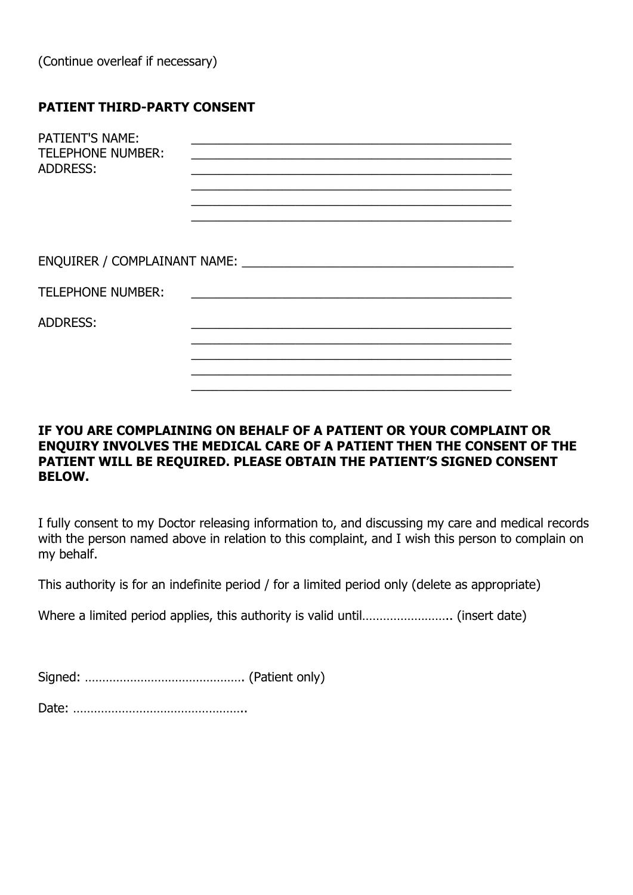(Continue overleaf if necessary)

**PATIENT THIRD-PARTY CONSENT**

PATIENT'S NAME: ______________________________________________

TELEPHONE NUMBER: ______________________________________________

ADDRESS: ______________________________________________

______________________________________________

______________________________________________

______________________________________________

ENQUIRER / COMPLAINANT NAME: ______________________________________

TELEPHONE NUMBER: ______________________________________________

ADDRESS: ______________________________________________

______________________________________________

______________________________________________

______________________________________________

______________________________________________

**IF YOU ARE COMPLAINING ON BEHALF OF A PATIENT OR YOUR COMPLAINT OR ENQUIRY INVOLVES THE MEDICAL CARE OF A PATIENT THEN THE CONSENT OF THE PATIENT WILL BE REQUIRED. PLEASE OBTAIN THE PATIENT'S SIGNED CONSENT BELOW.**

I fully consent to my Doctor releasing information to, and discussing my care and medical records with the person named above in relation to this complaint, and I wish this person to complain on my behalf.

This authority is for an indefinite period / for a limited period only (delete as appropriate)

Where a limited period applies, this authority is valid until…………………….. (insert date)

Signed: ………………………………………. (Patient only)

Date: …………………………………………..